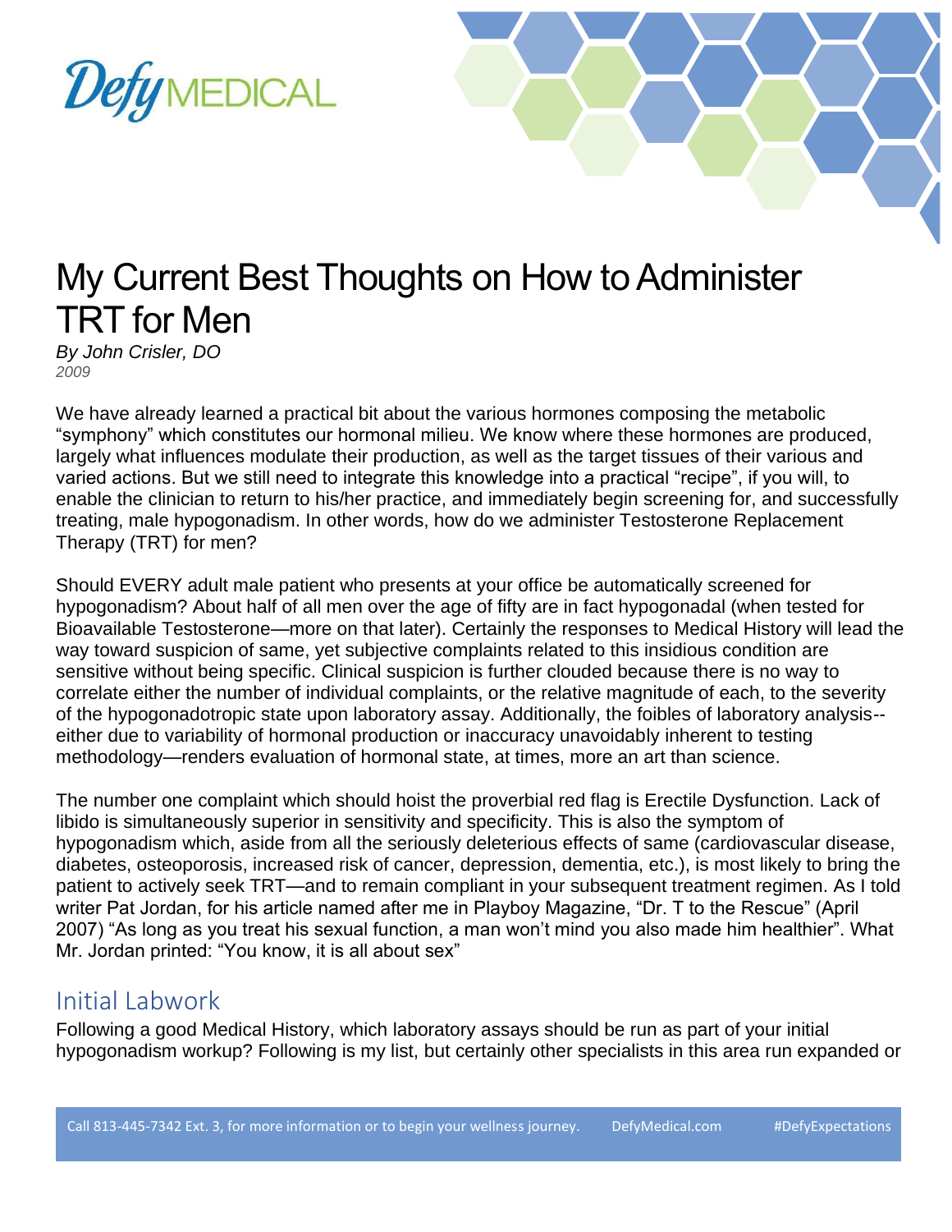# My Current Best Thoughts on How to Administer TRT for Men

*By John Crisler, DO*
*2009*

We have already learned a practical bit about the various hormones composing the metabolic "symphony" which constitutes our hormonal milieu. We know where these hormones are produced, largely what influences modulate their production, as well as the target tissues of their various and varied actions. But we still need to integrate this knowledge into a practical "recipe", if you will, to enable the clinician to return to his/her practice, and immediately begin screening for, and successfully treating, male hypogonadism. In other words, how do we administer Testosterone Replacement Therapy (TRT) for men?

Should EVERY adult male patient who presents at your office be automatically screened for hypogonadism? About half of all men over the age of fifty are in fact hypogonadal (when tested for Bioavailable Testosterone—more on that later). Certainly the responses to Medical History will lead the way toward suspicion of same, yet subjective complaints related to this insidious condition are sensitive without being specific. Clinical suspicion is further clouded because there is no way to correlate either the number of individual complaints, or the relative magnitude of each, to the severity of the hypogonadotropic state upon laboratory assay. Additionally, the foibles of laboratory analysis--either due to variability of hormonal production or inaccuracy unavoidably inherent to testing methodology—renders evaluation of hormonal state, at times, more an art than science.

The number one complaint which should hoist the proverbial red flag is Erectile Dysfunction. Lack of libido is simultaneously superior in sensitivity and specificity. This is also the symptom of hypogonadism which, aside from all the seriously deleterious effects of same (cardiovascular disease, diabetes, osteoporosis, increased risk of cancer, depression, dementia, etc.), is most likely to bring the patient to actively seek TRT—and to remain compliant in your subsequent treatment regimen. As I told writer Pat Jordan, for his article named after me in Playboy Magazine, "Dr. T to the Rescue" (April 2007) "As long as you treat his sexual function, a man won't mind you also made him healthier". What Mr. Jordan printed: "You know, it is all about sex"

## Initial Labwork

Following a good Medical History, which laboratory assays should be run as part of your initial hypogonadism workup? Following is my list, but certainly other specialists in this area run expanded or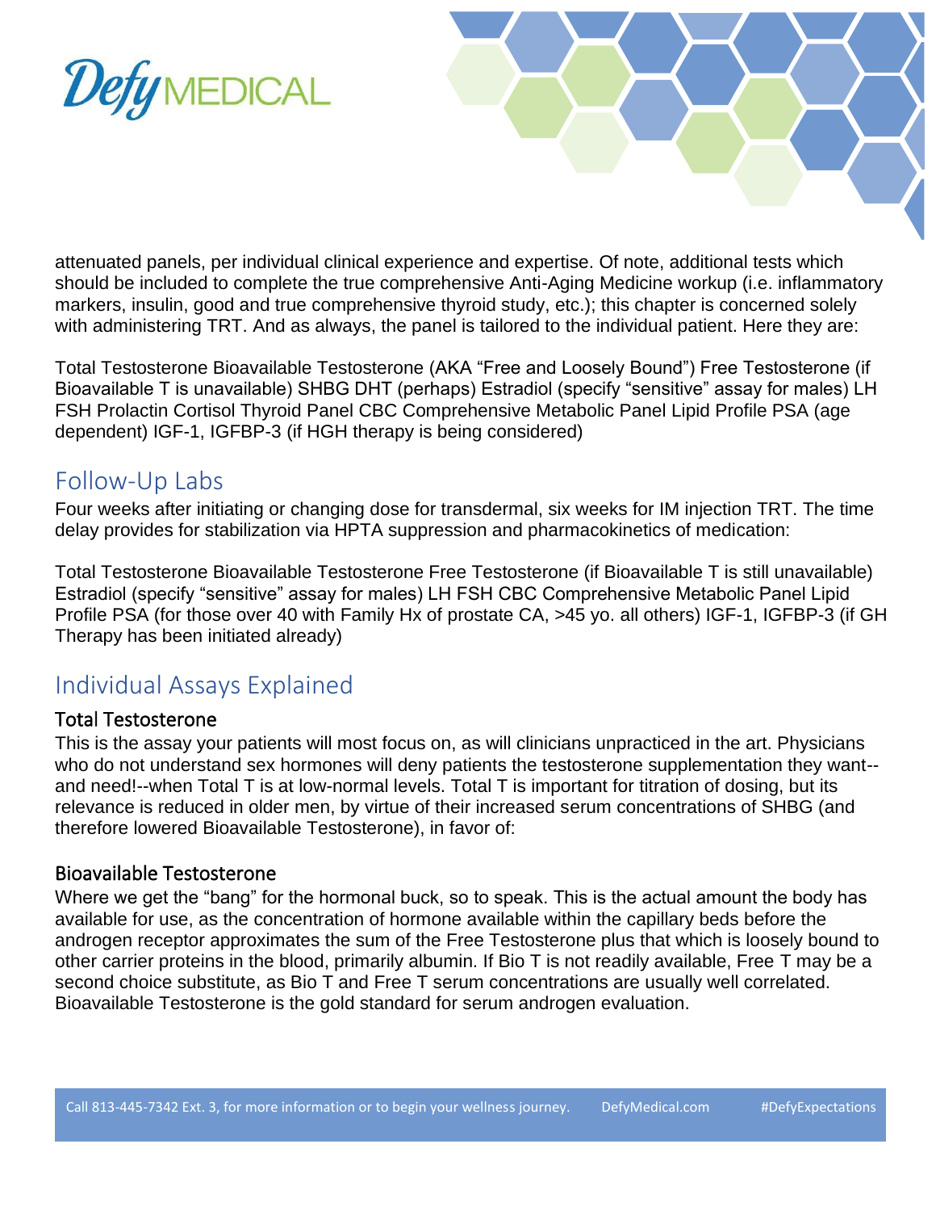attenuated panels, per individual clinical experience and expertise. Of note, additional tests which should be included to complete the true comprehensive Anti-Aging Medicine workup (i.e. inflammatory markers, insulin, good and true comprehensive thyroid study, etc.); this chapter is concerned solely with administering TRT. And as always, the panel is tailored to the individual patient. Here they are:

Total Testosterone Bioavailable Testosterone (AKA "Free and Loosely Bound") Free Testosterone (if Bioavailable T is unavailable) SHBG DHT (perhaps) Estradiol (specify "sensitive" assay for males) LH FSH Prolactin Cortisol Thyroid Panel CBC Comprehensive Metabolic Panel Lipid Profile PSA (age dependent) IGF-1, IGFBP-3 (if HGH therapy is being considered)

## Follow-Up Labs

Four weeks after initiating or changing dose for transdermal, six weeks for IM injection TRT. The time delay provides for stabilization via HPTA suppression and pharmacokinetics of medication:

Total Testosterone Bioavailable Testosterone Free Testosterone (if Bioavailable T is still unavailable) Estradiol (specify "sensitive" assay for males) LH FSH CBC Comprehensive Metabolic Panel Lipid Profile PSA (for those over 40 with Family Hx of prostate CA, >45 yo. all others) IGF-1, IGFBP-3 (if GH Therapy has been initiated already)

## Individual Assays Explained

### Total Testosterone

This is the assay your patients will most focus on, as will clinicians unpracticed in the art. Physicians who do not understand sex hormones will deny patients the testosterone supplementation they want--and need!--when Total T is at low-normal levels. Total T is important for titration of dosing, but its relevance is reduced in older men, by virtue of their increased serum concentrations of SHBG (and therefore lowered Bioavailable Testosterone), in favor of:

### Bioavailable Testosterone

Where we get the "bang" for the hormonal buck, so to speak. This is the actual amount the body has available for use, as the concentration of hormone available within the capillary beds before the androgen receptor approximates the sum of the Free Testosterone plus that which is loosely bound to other carrier proteins in the blood, primarily albumin. If Bio T is not readily available, Free T may be a second choice substitute, as Bio T and Free T serum concentrations are usually well correlated. Bioavailable Testosterone is the gold standard for serum androgen evaluation.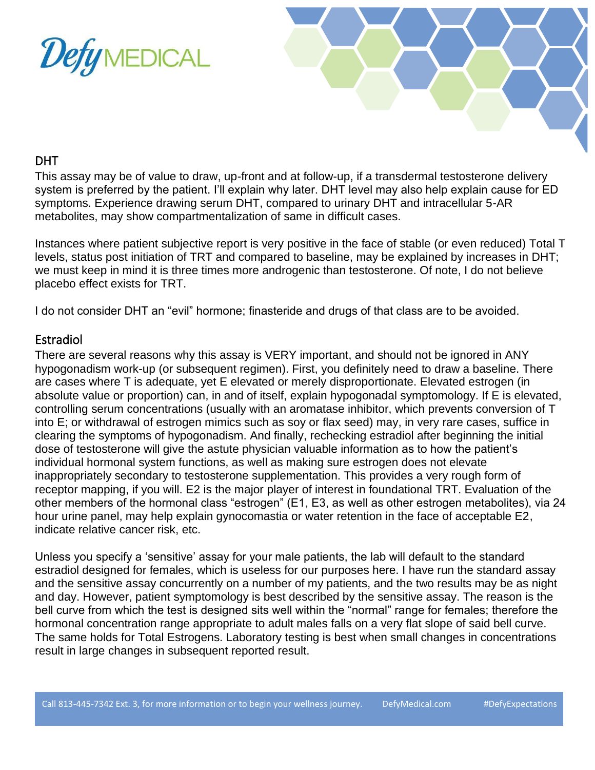## DHT

This assay may be of value to draw, up-front and at follow-up, if a transdermal testosterone delivery system is preferred by the patient. I'll explain why later. DHT level may also help explain cause for ED symptoms. Experience drawing serum DHT, compared to urinary DHT and intracellular 5-AR metabolites, may show compartmentalization of same in difficult cases.

Instances where patient subjective report is very positive in the face of stable (or even reduced) Total T levels, status post initiation of TRT and compared to baseline, may be explained by increases in DHT; we must keep in mind it is three times more androgenic than testosterone. Of note, I do not believe placebo effect exists for TRT.

I do not consider DHT an "evil" hormone; finasteride and drugs of that class are to be avoided.

## Estradiol

There are several reasons why this assay is VERY important, and should not be ignored in ANY hypogonadism work-up (or subsequent regimen). First, you definitely need to draw a baseline. There are cases where T is adequate, yet E elevated or merely disproportionate. Elevated estrogen (in absolute value or proportion) can, in and of itself, explain hypogonadal symptomology. If E is elevated, controlling serum concentrations (usually with an aromatase inhibitor, which prevents conversion of T into E; or withdrawal of estrogen mimics such as soy or flax seed) may, in very rare cases, suffice in clearing the symptoms of hypogonadism. And finally, rechecking estradiol after beginning the initial dose of testosterone will give the astute physician valuable information as to how the patient's individual hormonal system functions, as well as making sure estrogen does not elevate inappropriately secondary to testosterone supplementation. This provides a very rough form of receptor mapping, if you will. E2 is the major player of interest in foundational TRT. Evaluation of the other members of the hormonal class "estrogen" (E1, E3, as well as other estrogen metabolites), via 24 hour urine panel, may help explain gynocomastia or water retention in the face of acceptable E2, indicate relative cancer risk, etc.

Unless you specify a 'sensitive' assay for your male patients, the lab will default to the standard estradiol designed for females, which is useless for our purposes here. I have run the standard assay and the sensitive assay concurrently on a number of my patients, and the two results may be as night and day. However, patient symptomology is best described by the sensitive assay. The reason is the bell curve from which the test is designed sits well within the "normal" range for females; therefore the hormonal concentration range appropriate to adult males falls on a very flat slope of said bell curve. The same holds for Total Estrogens. Laboratory testing is best when small changes in concentrations result in large changes in subsequent reported result.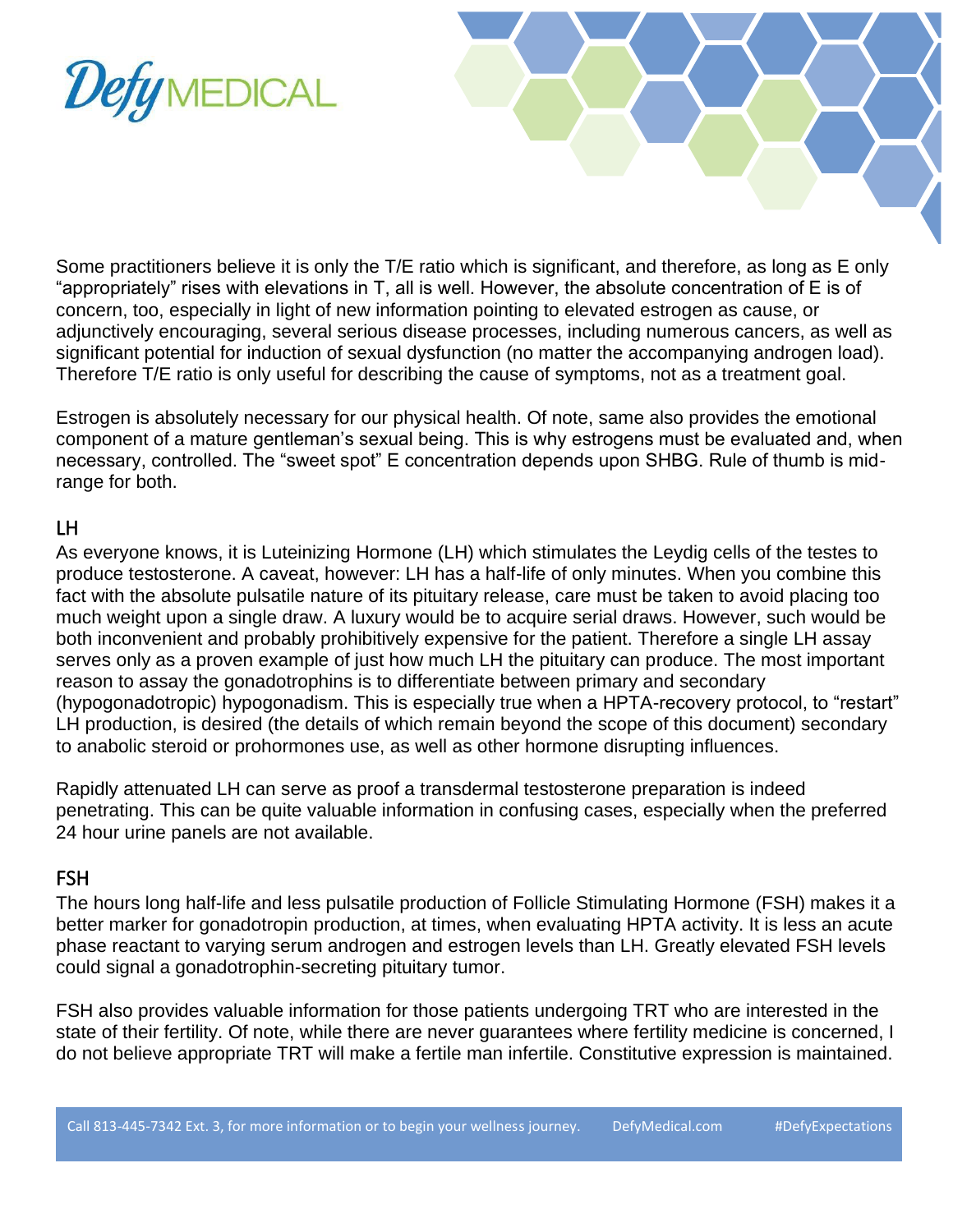Some practitioners believe it is only the T/E ratio which is significant, and therefore, as long as E only "appropriately" rises with elevations in T, all is well. However, the absolute concentration of E is of concern, too, especially in light of new information pointing to elevated estrogen as cause, or adjunctively encouraging, several serious disease processes, including numerous cancers, as well as significant potential for induction of sexual dysfunction (no matter the accompanying androgen load). Therefore T/E ratio is only useful for describing the cause of symptoms, not as a treatment goal.

Estrogen is absolutely necessary for our physical health. Of note, same also provides the emotional component of a mature gentleman's sexual being. This is why estrogens must be evaluated and, when necessary, controlled. The "sweet spot" E concentration depends upon SHBG. Rule of thumb is mid-range for both.

## LH

As everyone knows, it is Luteinizing Hormone (LH) which stimulates the Leydig cells of the testes to produce testosterone. A caveat, however: LH has a half-life of only minutes. When you combine this fact with the absolute pulsatile nature of its pituitary release, care must be taken to avoid placing too much weight upon a single draw. A luxury would be to acquire serial draws. However, such would be both inconvenient and probably prohibitively expensive for the patient. Therefore a single LH assay serves only as a proven example of just how much LH the pituitary can produce. The most important reason to assay the gonadotrophins is to differentiate between primary and secondary (hypogonadotropic) hypogonadism. This is especially true when a HPTA-recovery protocol, to "restart" LH production, is desired (the details of which remain beyond the scope of this document) secondary to anabolic steroid or prohormones use, as well as other hormone disrupting influences.

Rapidly attenuated LH can serve as proof a transdermal testosterone preparation is indeed penetrating. This can be quite valuable information in confusing cases, especially when the preferred 24 hour urine panels are not available.

## FSH

The hours long half-life and less pulsatile production of Follicle Stimulating Hormone (FSH) makes it a better marker for gonadotropin production, at times, when evaluating HPTA activity. It is less an acute phase reactant to varying serum androgen and estrogen levels than LH. Greatly elevated FSH levels could signal a gonadotrophin-secreting pituitary tumor.

FSH also provides valuable information for those patients undergoing TRT who are interested in the state of their fertility. Of note, while there are never guarantees where fertility medicine is concerned, I do not believe appropriate TRT will make a fertile man infertile. Constitutive expression is maintained.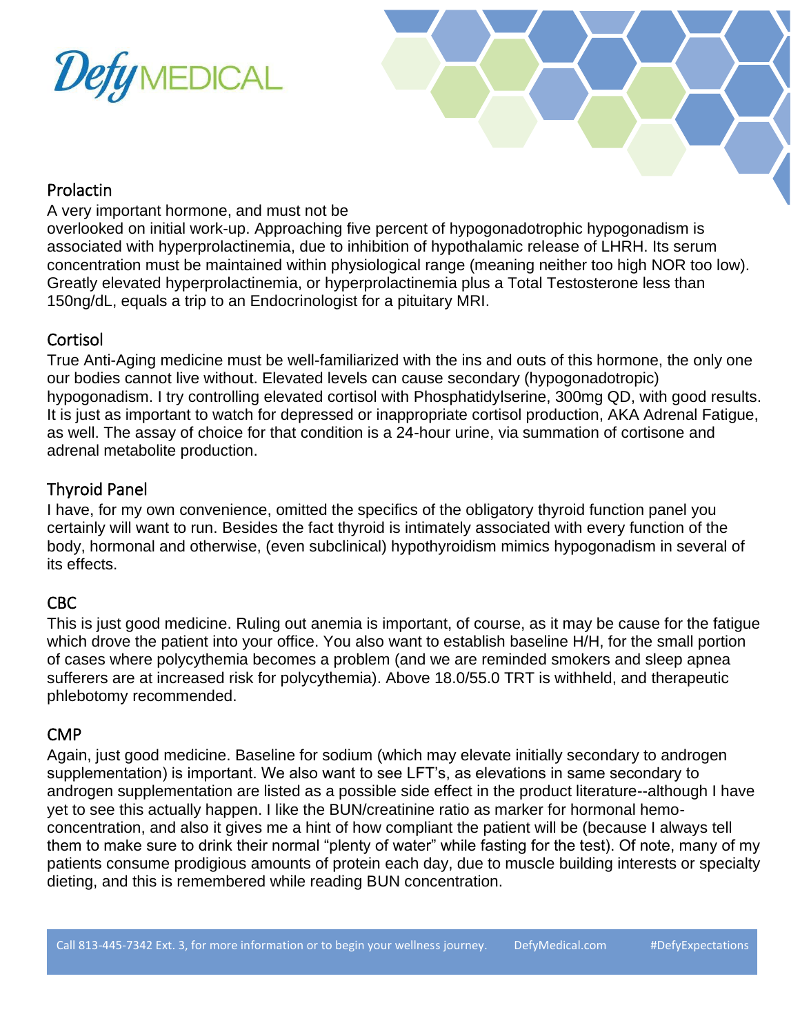## Prolactin

A very important hormone, and must not be overlooked on initial work-up. Approaching five percent of hypogonadotrophic hypogonadism is associated with hyperprolactinemia, due to inhibition of hypothalamic release of LHRH. Its serum concentration must be maintained within physiological range (meaning neither too high NOR too low). Greatly elevated hyperprolactinemia, or hyperprolactinemia plus a Total Testosterone less than 150ng/dL, equals a trip to an Endocrinologist for a pituitary MRI.

## Cortisol

True Anti-Aging medicine must be well-familiarized with the ins and outs of this hormone, the only one our bodies cannot live without. Elevated levels can cause secondary (hypogonadotropic) hypogonadism. I try controlling elevated cortisol with Phosphatidylserine, 300mg QD, with good results. It is just as important to watch for depressed or inappropriate cortisol production, AKA Adrenal Fatigue, as well. The assay of choice for that condition is a 24-hour urine, via summation of cortisone and adrenal metabolite production.

## Thyroid Panel

I have, for my own convenience, omitted the specifics of the obligatory thyroid function panel you certainly will want to run. Besides the fact thyroid is intimately associated with every function of the body, hormonal and otherwise, (even subclinical) hypothyroidism mimics hypogonadism in several of its effects.

## CBC

This is just good medicine. Ruling out anemia is important, of course, as it may be cause for the fatigue which drove the patient into your office. You also want to establish baseline H/H, for the small portion of cases where polycythemia becomes a problem (and we are reminded smokers and sleep apnea sufferers are at increased risk for polycythemia). Above 18.0/55.0 TRT is withheld, and therapeutic phlebotomy recommended.

## CMP

Again, just good medicine. Baseline for sodium (which may elevate initially secondary to androgen supplementation) is important. We also want to see LFT's, as elevations in same secondary to androgen supplementation are listed as a possible side effect in the product literature--although I have yet to see this actually happen. I like the BUN/creatinine ratio as marker for hormonal hemo-concentration, and also it gives me a hint of how compliant the patient will be (because I always tell them to make sure to drink their normal "plenty of water" while fasting for the test). Of note, many of my patients consume prodigious amounts of protein each day, due to muscle building interests or specialty dieting, and this is remembered while reading BUN concentration.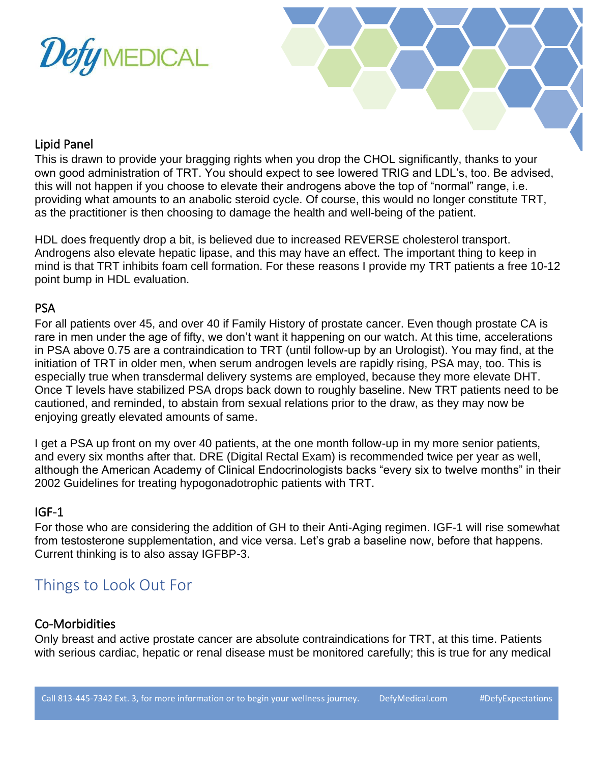### Lipid Panel

This is drawn to provide your bragging rights when you drop the CHOL significantly, thanks to your own good administration of TRT. You should expect to see lowered TRIG and LDL's, too. Be advised, this will not happen if you choose to elevate their androgens above the top of "normal" range, i.e. providing what amounts to an anabolic steroid cycle. Of course, this would no longer constitute TRT, as the practitioner is then choosing to damage the health and well-being of the patient.

HDL does frequently drop a bit, is believed due to increased REVERSE cholesterol transport. Androgens also elevate hepatic lipase, and this may have an effect. The important thing to keep in mind is that TRT inhibits foam cell formation. For these reasons I provide my TRT patients a free 10-12 point bump in HDL evaluation.

### PSA

For all patients over 45, and over 40 if Family History of prostate cancer. Even though prostate CA is rare in men under the age of fifty, we don't want it happening on our watch. At this time, accelerations in PSA above 0.75 are a contraindication to TRT (until follow-up by an Urologist). You may find, at the initiation of TRT in older men, when serum androgen levels are rapidly rising, PSA may, too. This is especially true when transdermal delivery systems are employed, because they more elevate DHT. Once T levels have stabilized PSA drops back down to roughly baseline. New TRT patients need to be cautioned, and reminded, to abstain from sexual relations prior to the draw, as they may now be enjoying greatly elevated amounts of same.

I get a PSA up front on my over 40 patients, at the one month follow-up in my more senior patients, and every six months after that. DRE (Digital Rectal Exam) is recommended twice per year as well, although the American Academy of Clinical Endocrinologists backs "every six to twelve months" in their 2002 Guidelines for treating hypogonadotrophic patients with TRT.

### IGF-1

For those who are considering the addition of GH to their Anti-Aging regimen. IGF-1 will rise somewhat from testosterone supplementation, and vice versa. Let's grab a baseline now, before that happens. Current thinking is to also assay IGFBP-3.

## Things to Look Out For

### Co-Morbidities

Only breast and active prostate cancer are absolute contraindications for TRT, at this time. Patients with serious cardiac, hepatic or renal disease must be monitored carefully; this is true for any medical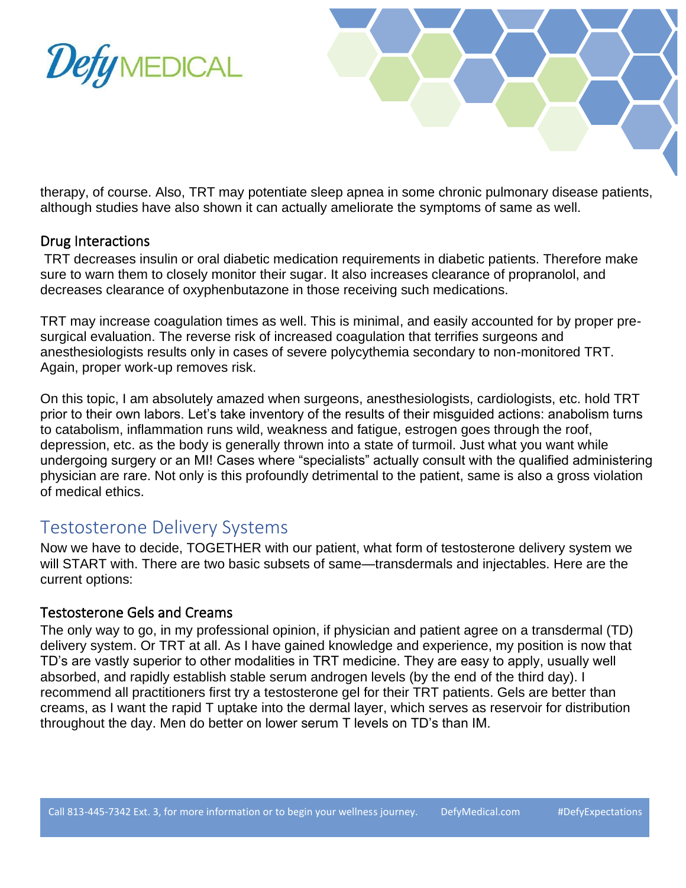therapy, of course. Also, TRT may potentiate sleep apnea in some chronic pulmonary disease patients, although studies have also shown it can actually ameliorate the symptoms of same as well.

### Drug Interactions

TRT decreases insulin or oral diabetic medication requirements in diabetic patients. Therefore make sure to warn them to closely monitor their sugar. It also increases clearance of propranolol, and decreases clearance of oxyphenbutazone in those receiving such medications.

TRT may increase coagulation times as well. This is minimal, and easily accounted for by proper pre-surgical evaluation. The reverse risk of increased coagulation that terrifies surgeons and anesthesiologists results only in cases of severe polycythemia secondary to non-monitored TRT. Again, proper work-up removes risk.

On this topic, I am absolutely amazed when surgeons, anesthesiologists, cardiologists, etc. hold TRT prior to their own labors. Let's take inventory of the results of their misguided actions: anabolism turns to catabolism, inflammation runs wild, weakness and fatigue, estrogen goes through the roof, depression, etc. as the body is generally thrown into a state of turmoil. Just what you want while undergoing surgery or an MI! Cases where "specialists" actually consult with the qualified administering physician are rare. Not only is this profoundly detrimental to the patient, same is also a gross violation of medical ethics.

## Testosterone Delivery Systems

Now we have to decide, TOGETHER with our patient, what form of testosterone delivery system we will START with. There are two basic subsets of same—transdermals and injectables. Here are the current options:

### Testosterone Gels and Creams

The only way to go, in my professional opinion, if physician and patient agree on a transdermal (TD) delivery system. Or TRT at all. As I have gained knowledge and experience, my position is now that TD's are vastly superior to other modalities in TRT medicine. They are easy to apply, usually well absorbed, and rapidly establish stable serum androgen levels (by the end of the third day). I recommend all practitioners first try a testosterone gel for their TRT patients. Gels are better than creams, as I want the rapid T uptake into the dermal layer, which serves as reservoir for distribution throughout the day. Men do better on lower serum T levels on TD's than IM.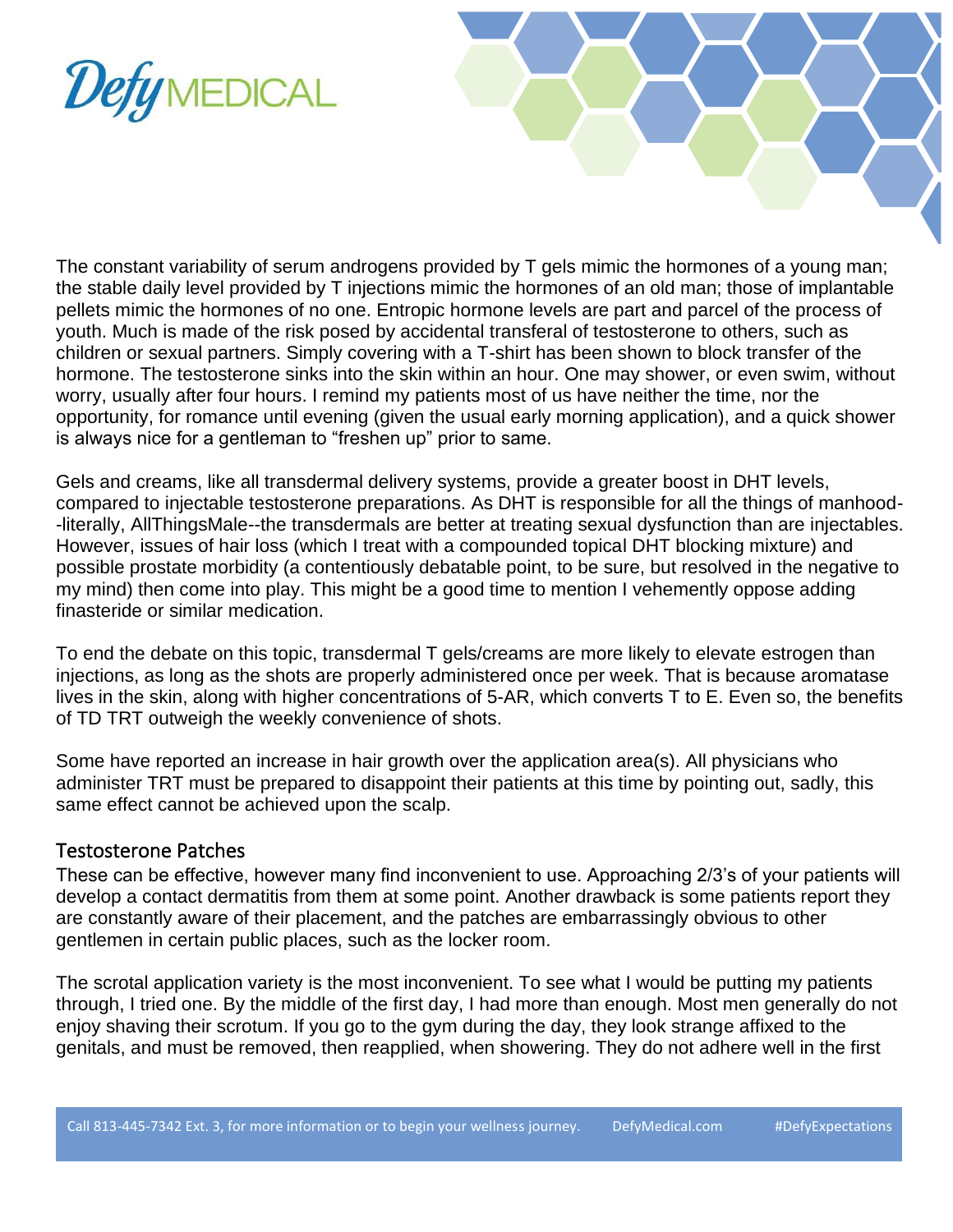The constant variability of serum androgens provided by T gels mimic the hormones of a young man; the stable daily level provided by T injections mimic the hormones of an old man; those of implantable pellets mimic the hormones of no one. Entropic hormone levels are part and parcel of the process of youth. Much is made of the risk posed by accidental transferal of testosterone to others, such as children or sexual partners. Simply covering with a T-shirt has been shown to block transfer of the hormone. The testosterone sinks into the skin within an hour. One may shower, or even swim, without worry, usually after four hours. I remind my patients most of us have neither the time, nor the opportunity, for romance until evening (given the usual early morning application), and a quick shower is always nice for a gentleman to "freshen up" prior to same.

Gels and creams, like all transdermal delivery systems, provide a greater boost in DHT levels, compared to injectable testosterone preparations. As DHT is responsible for all the things of manhood--literally, AllThingsMale--the transdermals are better at treating sexual dysfunction than are injectables. However, issues of hair loss (which I treat with a compounded topical DHT blocking mixture) and possible prostate morbidity (a contentiously debatable point, to be sure, but resolved in the negative to my mind) then come into play. This might be a good time to mention I vehemently oppose adding finasteride or similar medication.

To end the debate on this topic, transdermal T gels/creams are more likely to elevate estrogen than injections, as long as the shots are properly administered once per week. That is because aromatase lives in the skin, along with higher concentrations of 5-AR, which converts T to E. Even so, the benefits of TD TRT outweigh the weekly convenience of shots.

Some have reported an increase in hair growth over the application area(s). All physicians who administer TRT must be prepared to disappoint their patients at this time by pointing out, sadly, this same effect cannot be achieved upon the scalp.

## Testosterone Patches

These can be effective, however many find inconvenient to use. Approaching 2/3's of your patients will develop a contact dermatitis from them at some point. Another drawback is some patients report they are constantly aware of their placement, and the patches are embarrassingly obvious to other gentlemen in certain public places, such as the locker room.

The scrotal application variety is the most inconvenient. To see what I would be putting my patients through, I tried one. By the middle of the first day, I had more than enough. Most men generally do not enjoy shaving their scrotum. If you go to the gym during the day, they look strange affixed to the genitals, and must be removed, then reapplied, when showering. They do not adhere well in the first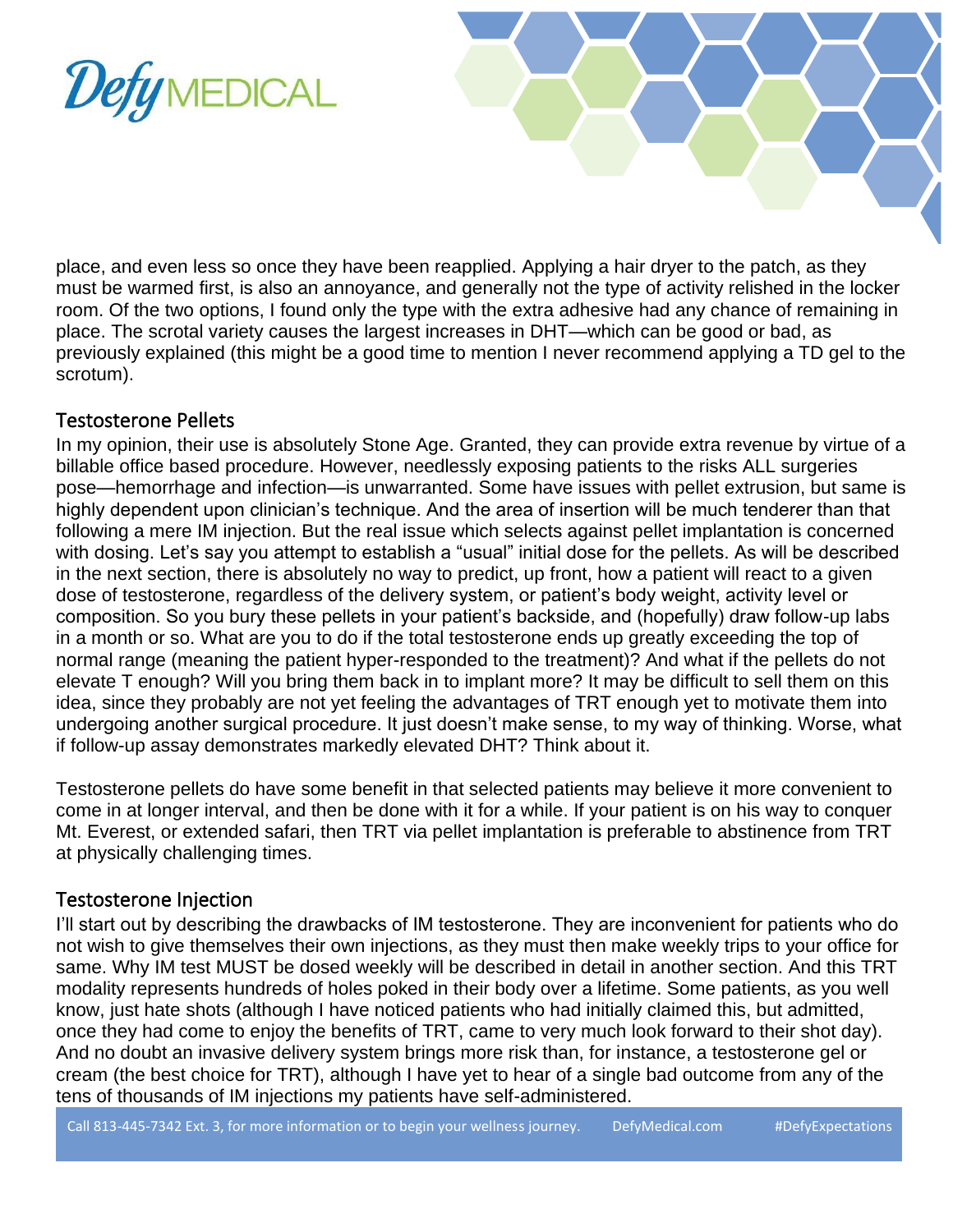place, and even less so once they have been reapplied. Applying a hair dryer to the patch, as they must be warmed first, is also an annoyance, and generally not the type of activity relished in the locker room. Of the two options, I found only the type with the extra adhesive had any chance of remaining in place. The scrotal variety causes the largest increases in DHT—which can be good or bad, as previously explained (this might be a good time to mention I never recommend applying a TD gel to the scrotum).

## Testosterone Pellets

In my opinion, their use is absolutely Stone Age. Granted, they can provide extra revenue by virtue of a billable office based procedure. However, needlessly exposing patients to the risks ALL surgeries pose—hemorrhage and infection—is unwarranted. Some have issues with pellet extrusion, but same is highly dependent upon clinician's technique. And the area of insertion will be much tenderer than that following a mere IM injection. But the real issue which selects against pellet implantation is concerned with dosing. Let's say you attempt to establish a "usual" initial dose for the pellets. As will be described in the next section, there is absolutely no way to predict, up front, how a patient will react to a given dose of testosterone, regardless of the delivery system, or patient's body weight, activity level or composition. So you bury these pellets in your patient's backside, and (hopefully) draw follow-up labs in a month or so. What are you to do if the total testosterone ends up greatly exceeding the top of normal range (meaning the patient hyper-responded to the treatment)? And what if the pellets do not elevate T enough? Will you bring them back in to implant more? It may be difficult to sell them on this idea, since they probably are not yet feeling the advantages of TRT enough yet to motivate them into undergoing another surgical procedure. It just doesn't make sense, to my way of thinking. Worse, what if follow-up assay demonstrates markedly elevated DHT? Think about it.

Testosterone pellets do have some benefit in that selected patients may believe it more convenient to come in at longer interval, and then be done with it for a while. If your patient is on his way to conquer Mt. Everest, or extended safari, then TRT via pellet implantation is preferable to abstinence from TRT at physically challenging times.

## Testosterone Injection

I'll start out by describing the drawbacks of IM testosterone. They are inconvenient for patients who do not wish to give themselves their own injections, as they must then make weekly trips to your office for same. Why IM test MUST be dosed weekly will be described in detail in another section. And this TRT modality represents hundreds of holes poked in their body over a lifetime. Some patients, as you well know, just hate shots (although I have noticed patients who had initially claimed this, but admitted, once they had come to enjoy the benefits of TRT, came to very much look forward to their shot day). And no doubt an invasive delivery system brings more risk than, for instance, a testosterone gel or cream (the best choice for TRT), although I have yet to hear of a single bad outcome from any of the tens of thousands of IM injections my patients have self-administered.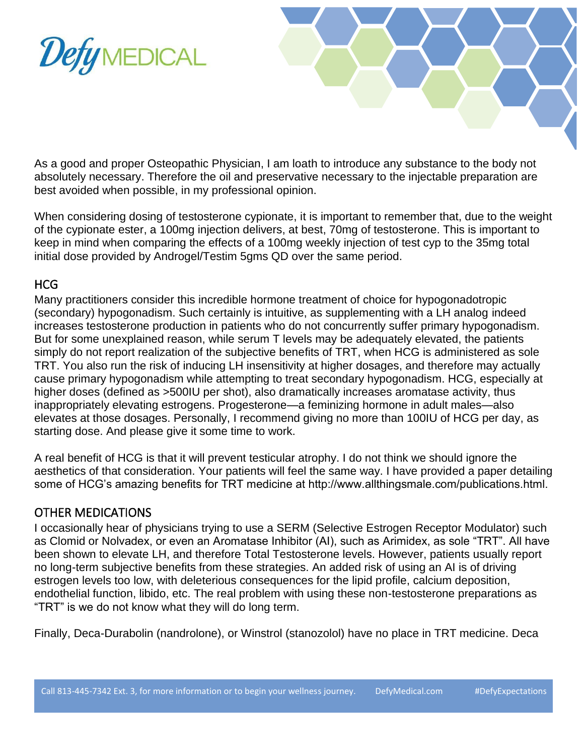As a good and proper Osteopathic Physician, I am loath to introduce any substance to the body not absolutely necessary. Therefore the oil and preservative necessary to the injectable preparation are best avoided when possible, in my professional opinion.

When considering dosing of testosterone cypionate, it is important to remember that, due to the weight of the cypionate ester, a 100mg injection delivers, at best, 70mg of testosterone. This is important to keep in mind when comparing the effects of a 100mg weekly injection of test cyp to the 35mg total initial dose provided by Androgel/Testim 5gms QD over the same period.

## HCG

Many practitioners consider this incredible hormone treatment of choice for hypogonadotropic (secondary) hypogonadism. Such certainly is intuitive, as supplementing with a LH analog indeed increases testosterone production in patients who do not concurrently suffer primary hypogonadism. But for some unexplained reason, while serum T levels may be adequately elevated, the patients simply do not report realization of the subjective benefits of TRT, when HCG is administered as sole TRT. You also run the risk of inducing LH insensitivity at higher dosages, and therefore may actually cause primary hypogonadism while attempting to treat secondary hypogonadism. HCG, especially at higher doses (defined as >500IU per shot), also dramatically increases aromatase activity, thus inappropriately elevating estrogens. Progesterone—a feminizing hormone in adult males—also elevates at those dosages. Personally, I recommend giving no more than 100IU of HCG per day, as starting dose. And please give it some time to work.

A real benefit of HCG is that it will prevent testicular atrophy. I do not think we should ignore the aesthetics of that consideration. Your patients will feel the same way. I have provided a paper detailing some of HCG's amazing benefits for TRT medicine at http://www.allthingsmale.com/publications.html.

## OTHER MEDICATIONS

I occasionally hear of physicians trying to use a SERM (Selective Estrogen Receptor Modulator) such as Clomid or Nolvadex, or even an Aromatase Inhibitor (AI), such as Arimidex, as sole "TRT". All have been shown to elevate LH, and therefore Total Testosterone levels. However, patients usually report no long-term subjective benefits from these strategies. An added risk of using an AI is of driving estrogen levels too low, with deleterious consequences for the lipid profile, calcium deposition, endothelial function, libido, etc. The real problem with using these non-testosterone preparations as "TRT" is we do not know what they will do long term.

Finally, Deca-Durabolin (nandrolone), or Winstrol (stanozolol) have no place in TRT medicine. Deca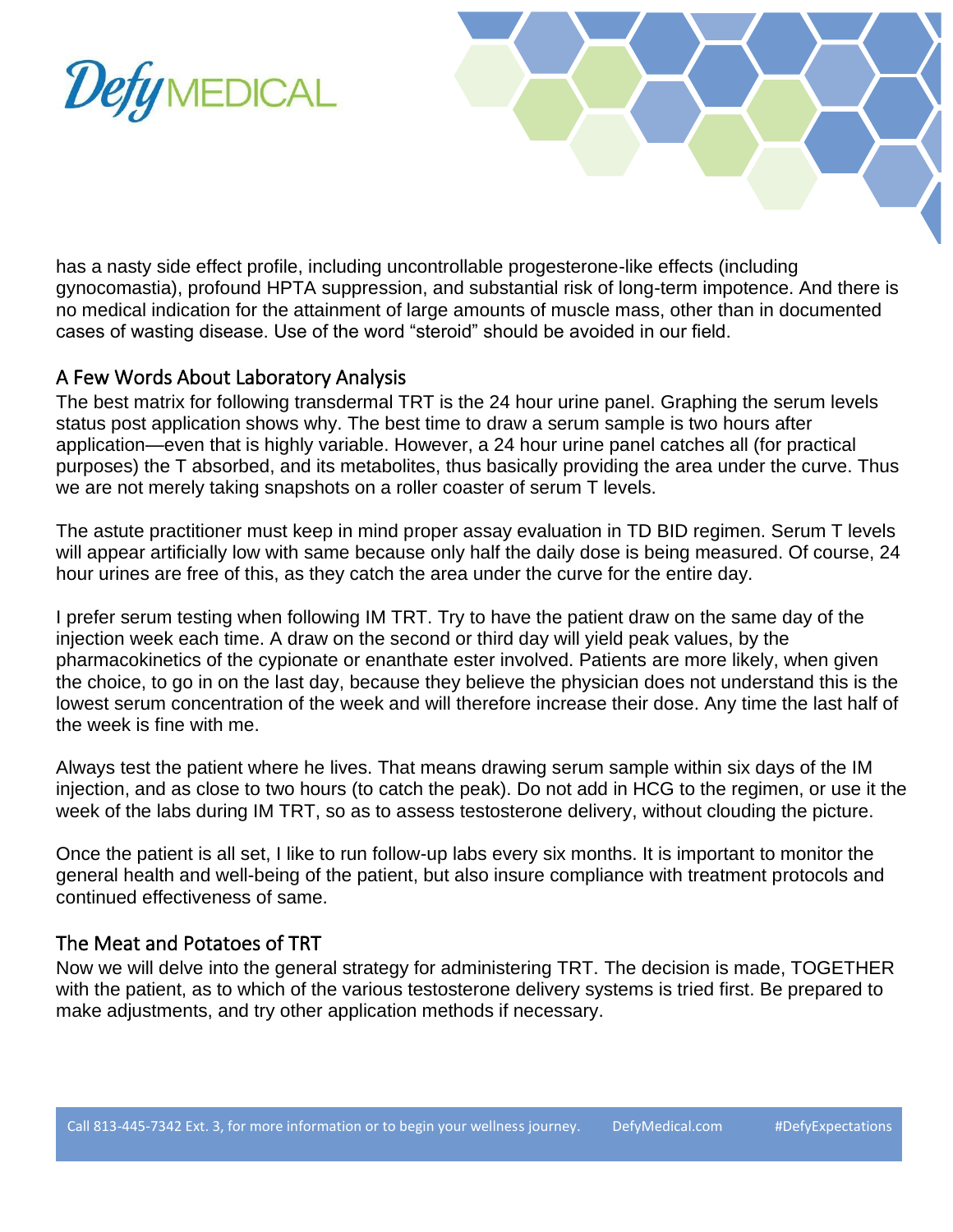has a nasty side effect profile, including uncontrollable progesterone-like effects (including gynocomastia), profound HPTA suppression, and substantial risk of long-term impotence. And there is no medical indication for the attainment of large amounts of muscle mass, other than in documented cases of wasting disease. Use of the word "steroid" should be avoided in our field.

## A Few Words About Laboratory Analysis

The best matrix for following transdermal TRT is the 24 hour urine panel. Graphing the serum levels status post application shows why. The best time to draw a serum sample is two hours after application—even that is highly variable. However, a 24 hour urine panel catches all (for practical purposes) the T absorbed, and its metabolites, thus basically providing the area under the curve. Thus we are not merely taking snapshots on a roller coaster of serum T levels.

The astute practitioner must keep in mind proper assay evaluation in TD BID regimen. Serum T levels will appear artificially low with same because only half the daily dose is being measured. Of course, 24 hour urines are free of this, as they catch the area under the curve for the entire day.

I prefer serum testing when following IM TRT. Try to have the patient draw on the same day of the injection week each time. A draw on the second or third day will yield peak values, by the pharmacokinetics of the cypionate or enanthate ester involved. Patients are more likely, when given the choice, to go in on the last day, because they believe the physician does not understand this is the lowest serum concentration of the week and will therefore increase their dose. Any time the last half of the week is fine with me.

Always test the patient where he lives. That means drawing serum sample within six days of the IM injection, and as close to two hours (to catch the peak). Do not add in HCG to the regimen, or use it the week of the labs during IM TRT, so as to assess testosterone delivery, without clouding the picture.

Once the patient is all set, I like to run follow-up labs every six months. It is important to monitor the general health and well-being of the patient, but also insure compliance with treatment protocols and continued effectiveness of same.

## The Meat and Potatoes of TRT

Now we will delve into the general strategy for administering TRT. The decision is made, TOGETHER with the patient, as to which of the various testosterone delivery systems is tried first. Be prepared to make adjustments, and try other application methods if necessary.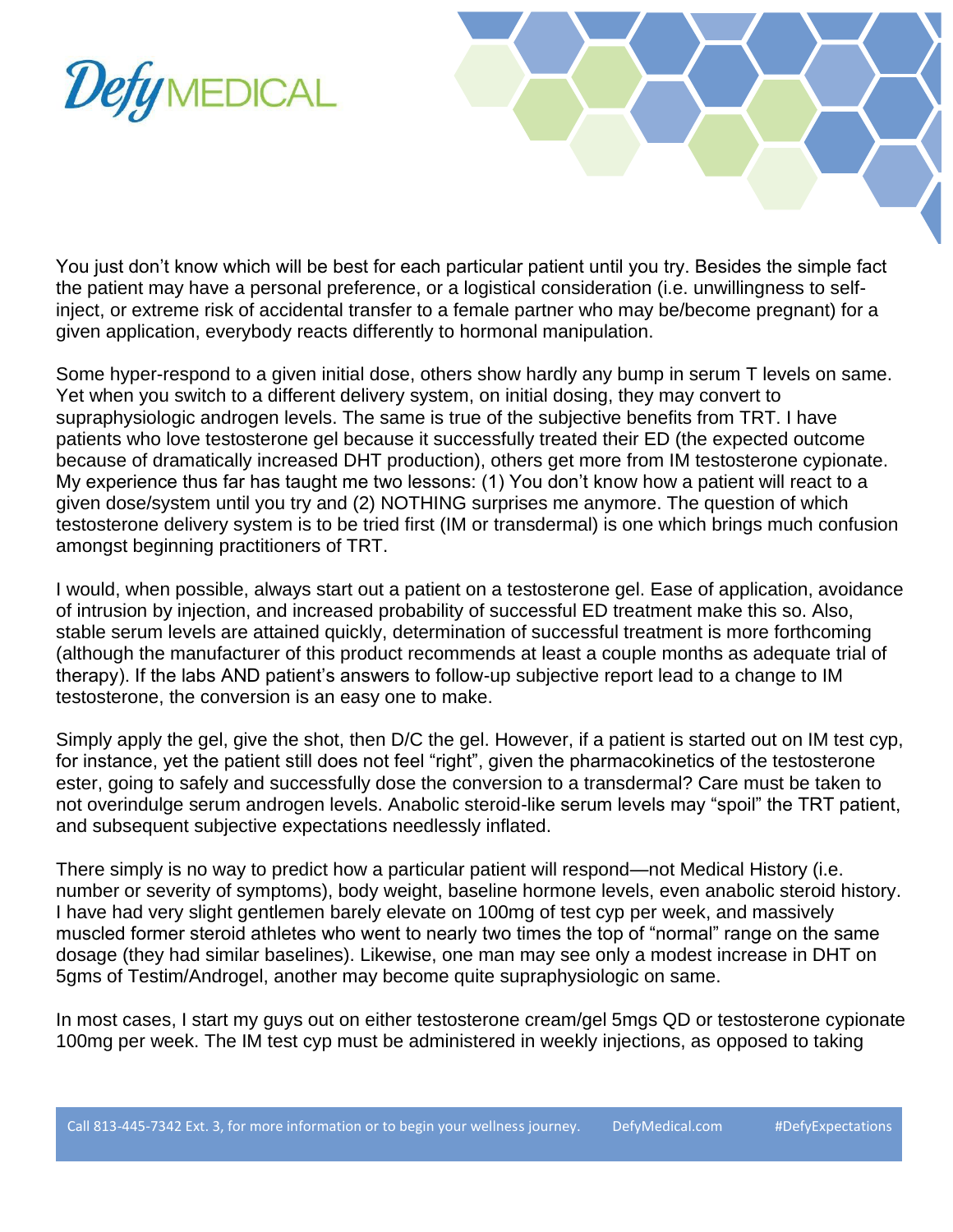You just don't know which will be best for each particular patient until you try. Besides the simple fact the patient may have a personal preference, or a logistical consideration (i.e. unwillingness to self-inject, or extreme risk of accidental transfer to a female partner who may be/become pregnant) for a given application, everybody reacts differently to hormonal manipulation.

Some hyper-respond to a given initial dose, others show hardly any bump in serum T levels on same. Yet when you switch to a different delivery system, on initial dosing, they may convert to supraphysiologic androgen levels. The same is true of the subjective benefits from TRT. I have patients who love testosterone gel because it successfully treated their ED (the expected outcome because of dramatically increased DHT production), others get more from IM testosterone cypionate. My experience thus far has taught me two lessons: (1) You don't know how a patient will react to a given dose/system until you try and (2) NOTHING surprises me anymore. The question of which testosterone delivery system is to be tried first (IM or transdermal) is one which brings much confusion amongst beginning practitioners of TRT.

I would, when possible, always start out a patient on a testosterone gel. Ease of application, avoidance of intrusion by injection, and increased probability of successful ED treatment make this so. Also, stable serum levels are attained quickly, determination of successful treatment is more forthcoming (although the manufacturer of this product recommends at least a couple months as adequate trial of therapy). If the labs AND patient's answers to follow-up subjective report lead to a change to IM testosterone, the conversion is an easy one to make.

Simply apply the gel, give the shot, then D/C the gel. However, if a patient is started out on IM test cyp, for instance, yet the patient still does not feel "right", given the pharmacokinetics of the testosterone ester, going to safely and successfully dose the conversion to a transdermal? Care must be taken to not overindulge serum androgen levels. Anabolic steroid-like serum levels may "spoil" the TRT patient, and subsequent subjective expectations needlessly inflated.

There simply is no way to predict how a particular patient will respond—not Medical History (i.e. number or severity of symptoms), body weight, baseline hormone levels, even anabolic steroid history. I have had very slight gentlemen barely elevate on 100mg of test cyp per week, and massively muscled former steroid athletes who went to nearly two times the top of "normal" range on the same dosage (they had similar baselines). Likewise, one man may see only a modest increase in DHT on 5gms of Testim/Androgel, another may become quite supraphysiologic on same.

In most cases, I start my guys out on either testosterone cream/gel 5mgs QD or testosterone cypionate 100mg per week. The IM test cyp must be administered in weekly injections, as opposed to taking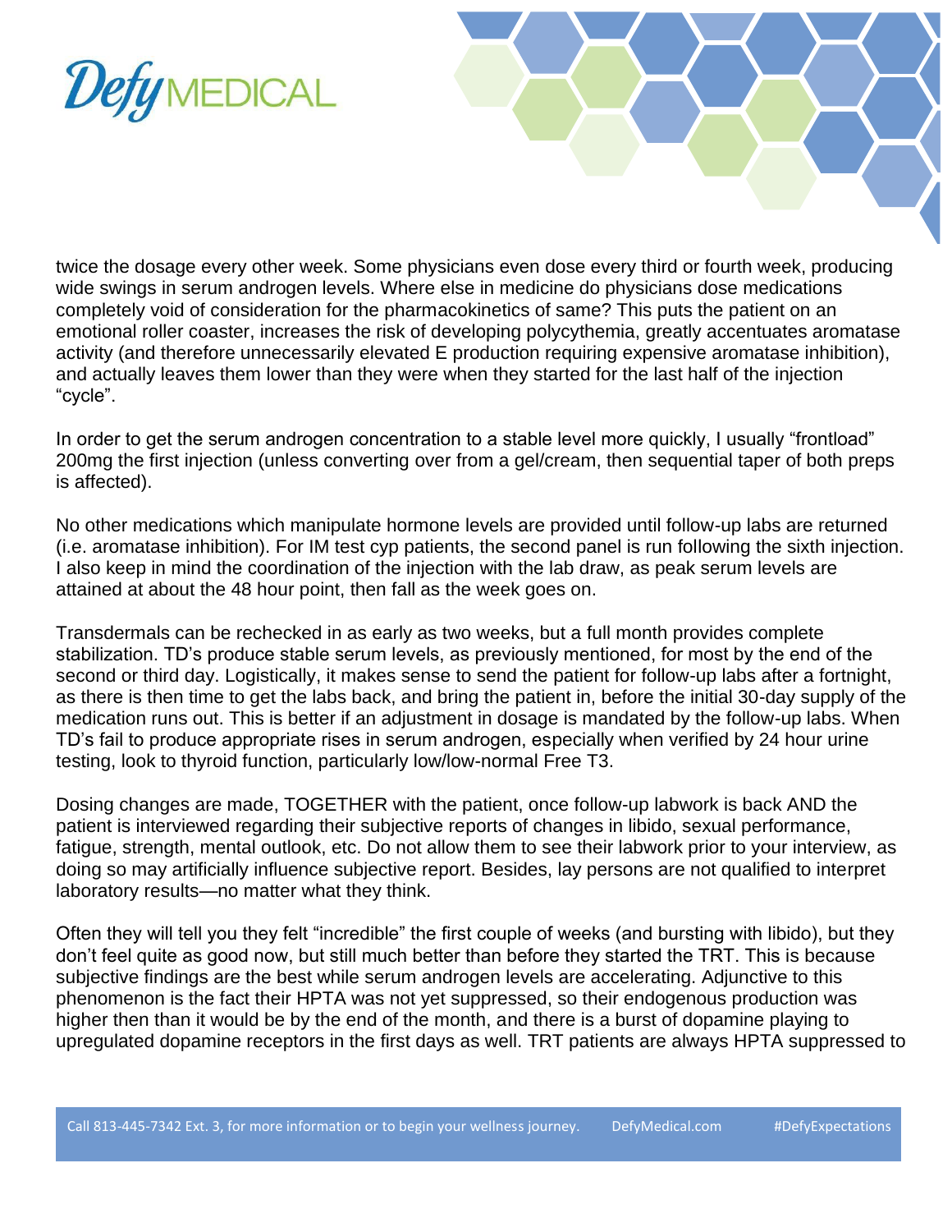twice the dosage every other week. Some physicians even dose every third or fourth week, producing wide swings in serum androgen levels. Where else in medicine do physicians dose medications completely void of consideration for the pharmacokinetics of same? This puts the patient on an emotional roller coaster, increases the risk of developing polycythemia, greatly accentuates aromatase activity (and therefore unnecessarily elevated E production requiring expensive aromatase inhibition), and actually leaves them lower than they were when they started for the last half of the injection "cycle".

In order to get the serum androgen concentration to a stable level more quickly, I usually "frontload" 200mg the first injection (unless converting over from a gel/cream, then sequential taper of both preps is affected).

No other medications which manipulate hormone levels are provided until follow-up labs are returned (i.e. aromatase inhibition). For IM test cyp patients, the second panel is run following the sixth injection. I also keep in mind the coordination of the injection with the lab draw, as peak serum levels are attained at about the 48 hour point, then fall as the week goes on.

Transdermals can be rechecked in as early as two weeks, but a full month provides complete stabilization. TD's produce stable serum levels, as previously mentioned, for most by the end of the second or third day. Logistically, it makes sense to send the patient for follow-up labs after a fortnight, as there is then time to get the labs back, and bring the patient in, before the initial 30-day supply of the medication runs out. This is better if an adjustment in dosage is mandated by the follow-up labs. When TD's fail to produce appropriate rises in serum androgen, especially when verified by 24 hour urine testing, look to thyroid function, particularly low/low-normal Free T3.

Dosing changes are made, TOGETHER with the patient, once follow-up labwork is back AND the patient is interviewed regarding their subjective reports of changes in libido, sexual performance, fatigue, strength, mental outlook, etc. Do not allow them to see their labwork prior to your interview, as doing so may artificially influence subjective report. Besides, lay persons are not qualified to interpret laboratory results—no matter what they think.

Often they will tell you they felt "incredible" the first couple of weeks (and bursting with libido), but they don't feel quite as good now, but still much better than before they started the TRT. This is because subjective findings are the best while serum androgen levels are accelerating. Adjunctive to this phenomenon is the fact their HPTA was not yet suppressed, so their endogenous production was higher then than it would be by the end of the month, and there is a burst of dopamine playing to upregulated dopamine receptors in the first days as well. TRT patients are always HPTA suppressed to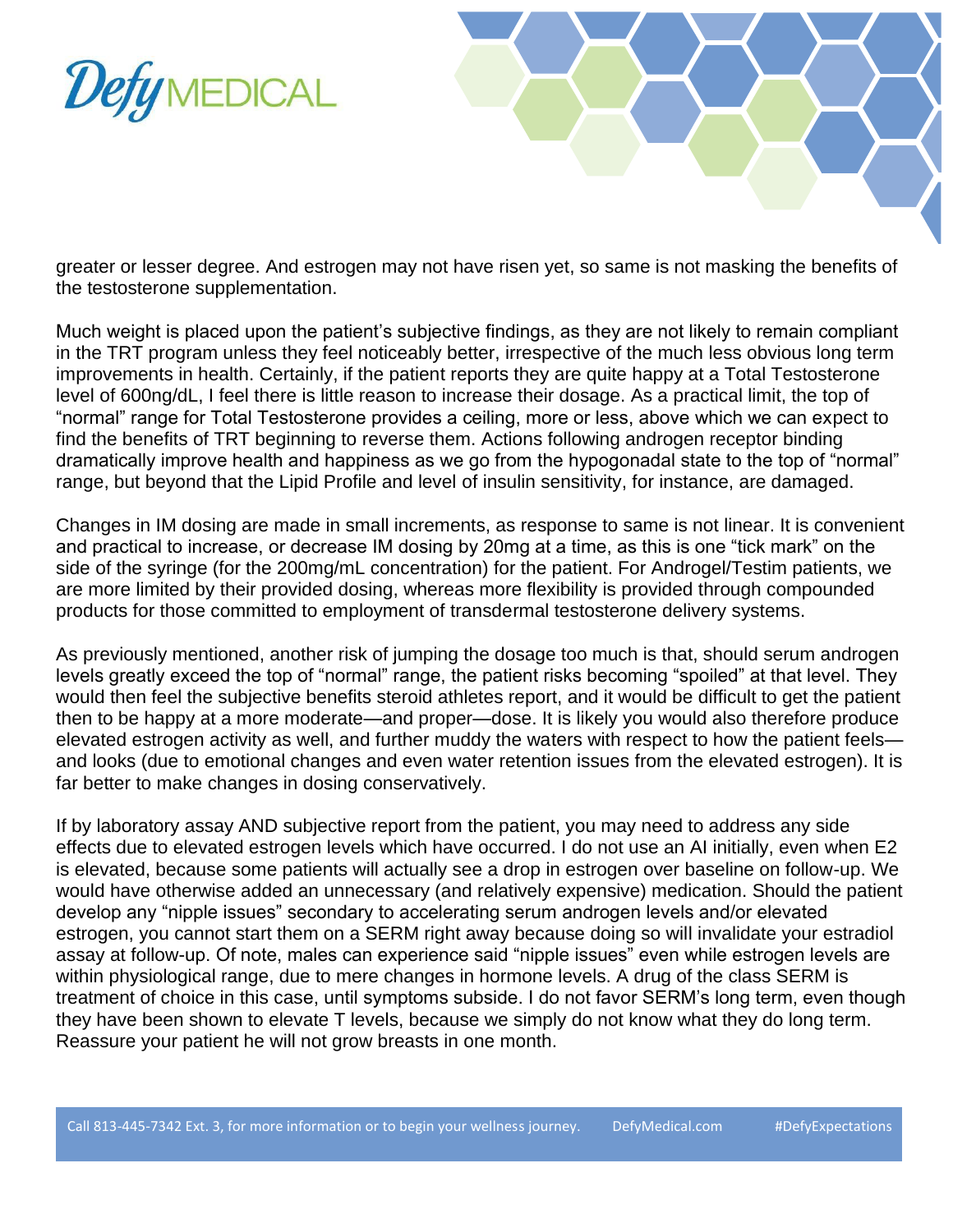greater or lesser degree. And estrogen may not have risen yet, so same is not masking the benefits of the testosterone supplementation.

Much weight is placed upon the patient's subjective findings, as they are not likely to remain compliant in the TRT program unless they feel noticeably better, irrespective of the much less obvious long term improvements in health. Certainly, if the patient reports they are quite happy at a Total Testosterone level of 600ng/dL, I feel there is little reason to increase their dosage. As a practical limit, the top of "normal" range for Total Testosterone provides a ceiling, more or less, above which we can expect to find the benefits of TRT beginning to reverse them. Actions following androgen receptor binding dramatically improve health and happiness as we go from the hypogonadal state to the top of "normal" range, but beyond that the Lipid Profile and level of insulin sensitivity, for instance, are damaged.

Changes in IM dosing are made in small increments, as response to same is not linear. It is convenient and practical to increase, or decrease IM dosing by 20mg at a time, as this is one "tick mark" on the side of the syringe (for the 200mg/mL concentration) for the patient. For Androgel/Testim patients, we are more limited by their provided dosing, whereas more flexibility is provided through compounded products for those committed to employment of transdermal testosterone delivery systems.

As previously mentioned, another risk of jumping the dosage too much is that, should serum androgen levels greatly exceed the top of "normal" range, the patient risks becoming "spoiled" at that level. They would then feel the subjective benefits steroid athletes report, and it would be difficult to get the patient then to be happy at a more moderate—and proper—dose. It is likely you would also therefore produce elevated estrogen activity as well, and further muddy the waters with respect to how the patient feels—and looks (due to emotional changes and even water retention issues from the elevated estrogen). It is far better to make changes in dosing conservatively.

If by laboratory assay AND subjective report from the patient, you may need to address any side effects due to elevated estrogen levels which have occurred. I do not use an AI initially, even when E2 is elevated, because some patients will actually see a drop in estrogen over baseline on follow-up. We would have otherwise added an unnecessary (and relatively expensive) medication. Should the patient develop any "nipple issues" secondary to accelerating serum androgen levels and/or elevated estrogen, you cannot start them on a SERM right away because doing so will invalidate your estradiol assay at follow-up. Of note, males can experience said "nipple issues" even while estrogen levels are within physiological range, due to mere changes in hormone levels. A drug of the class SERM is treatment of choice in this case, until symptoms subside. I do not favor SERM's long term, even though they have been shown to elevate T levels, because we simply do not know what they do long term. Reassure your patient he will not grow breasts in one month.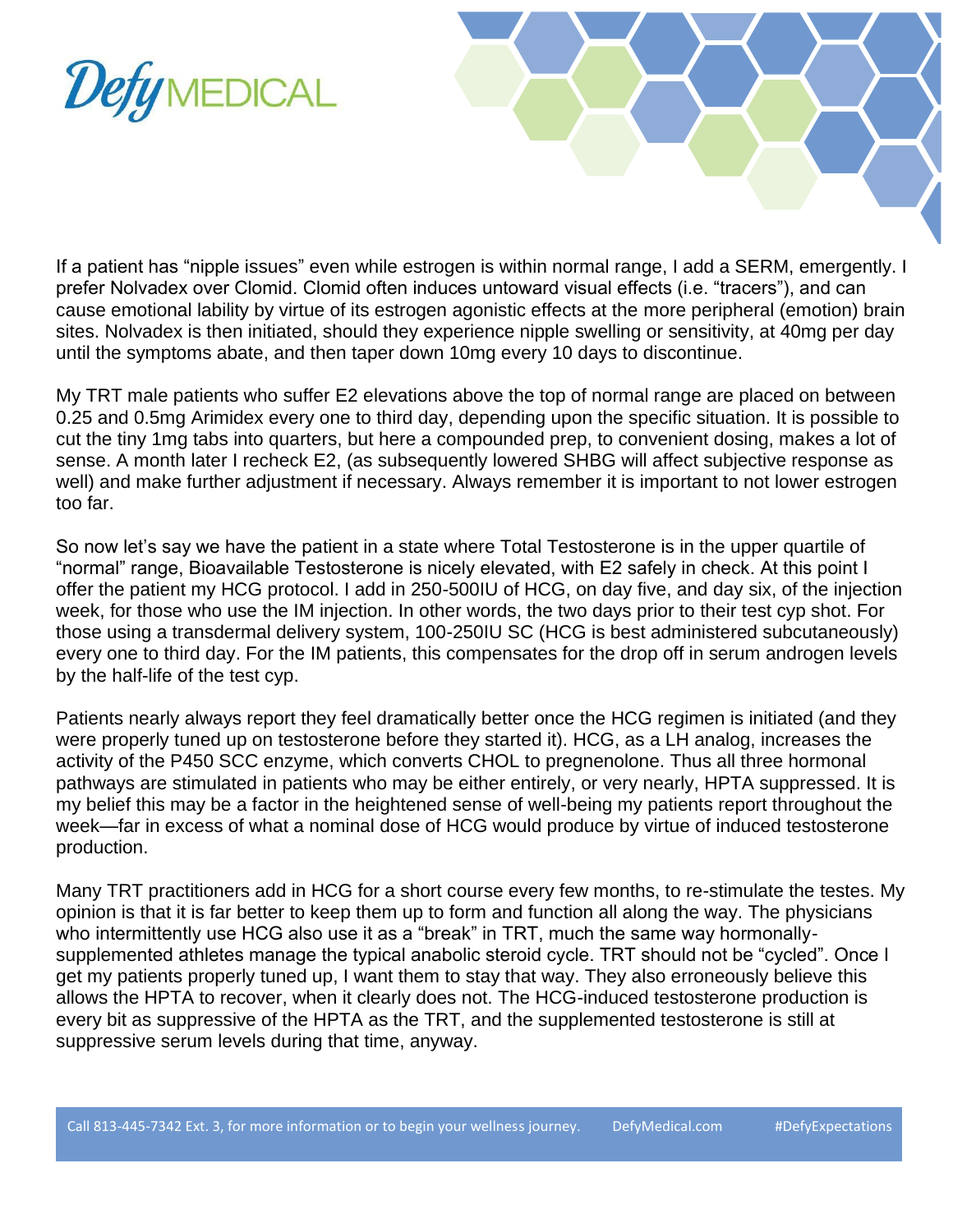If a patient has "nipple issues" even while estrogen is within normal range, I add a SERM, emergently. I prefer Nolvadex over Clomid. Clomid often induces untoward visual effects (i.e. "tracers"), and can cause emotional lability by virtue of its estrogen agonistic effects at the more peripheral (emotion) brain sites. Nolvadex is then initiated, should they experience nipple swelling or sensitivity, at 40mg per day until the symptoms abate, and then taper down 10mg every 10 days to discontinue.

My TRT male patients who suffer E2 elevations above the top of normal range are placed on between 0.25 and 0.5mg Arimidex every one to third day, depending upon the specific situation. It is possible to cut the tiny 1mg tabs into quarters, but here a compounded prep, to convenient dosing, makes a lot of sense. A month later I recheck E2, (as subsequently lowered SHBG will affect subjective response as well) and make further adjustment if necessary. Always remember it is important to not lower estrogen too far.

So now let's say we have the patient in a state where Total Testosterone is in the upper quartile of "normal" range, Bioavailable Testosterone is nicely elevated, with E2 safely in check. At this point I offer the patient my HCG protocol. I add in 250-500IU of HCG, on day five, and day six, of the injection week, for those who use the IM injection. In other words, the two days prior to their test cyp shot. For those using a transdermal delivery system, 100-250IU SC (HCG is best administered subcutaneously) every one to third day. For the IM patients, this compensates for the drop off in serum androgen levels by the half-life of the test cyp.

Patients nearly always report they feel dramatically better once the HCG regimen is initiated (and they were properly tuned up on testosterone before they started it). HCG, as a LH analog, increases the activity of the P450 SCC enzyme, which converts CHOL to pregnenolone. Thus all three hormonal pathways are stimulated in patients who may be either entirely, or very nearly, HPTA suppressed. It is my belief this may be a factor in the heightened sense of well-being my patients report throughout the week—far in excess of what a nominal dose of HCG would produce by virtue of induced testosterone production.

Many TRT practitioners add in HCG for a short course every few months, to re-stimulate the testes. My opinion is that it is far better to keep them up to form and function all along the way. The physicians who intermittently use HCG also use it as a "break" in TRT, much the same way hormonally-supplemented athletes manage the typical anabolic steroid cycle. TRT should not be "cycled". Once I get my patients properly tuned up, I want them to stay that way. They also erroneously believe this allows the HPTA to recover, when it clearly does not. The HCG-induced testosterone production is every bit as suppressive of the HPTA as the TRT, and the supplemented testosterone is still at suppressive serum levels during that time, anyway.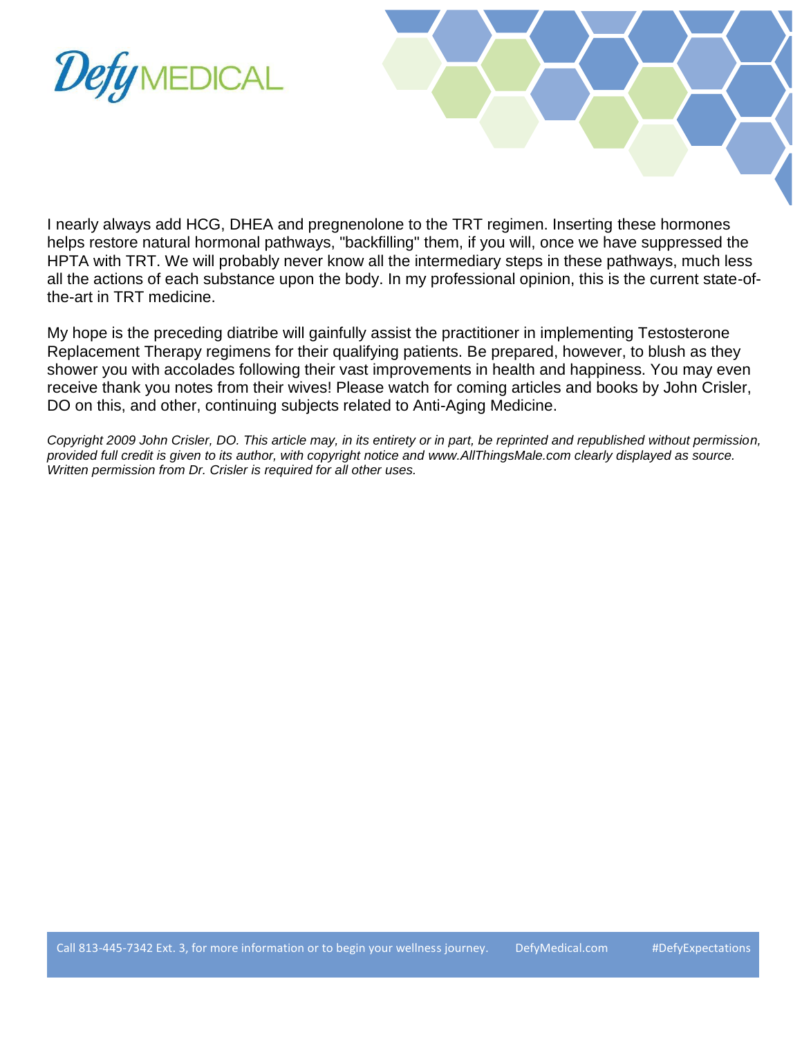I nearly always add HCG, DHEA and pregnenolone to the TRT regimen. Inserting these hormones helps restore natural hormonal pathways, "backfilling" them, if you will, once we have suppressed the HPTA with TRT. We will probably never know all the intermediary steps in these pathways, much less all the actions of each substance upon the body. In my professional opinion, this is the current state-of-the-art in TRT medicine.

My hope is the preceding diatribe will gainfully assist the practitioner in implementing Testosterone Replacement Therapy regimens for their qualifying patients. Be prepared, however, to blush as they shower you with accolades following their vast improvements in health and happiness. You may even receive thank you notes from their wives! Please watch for coming articles and books by John Crisler, DO on this, and other, continuing subjects related to Anti-Aging Medicine.

*Copyright 2009 John Crisler, DO. This article may, in its entirety or in part, be reprinted and republished without permission, provided full credit is given to its author, with copyright notice and www.AllThingsMale.com clearly displayed as source. Written permission from Dr. Crisler is required for all other uses.*